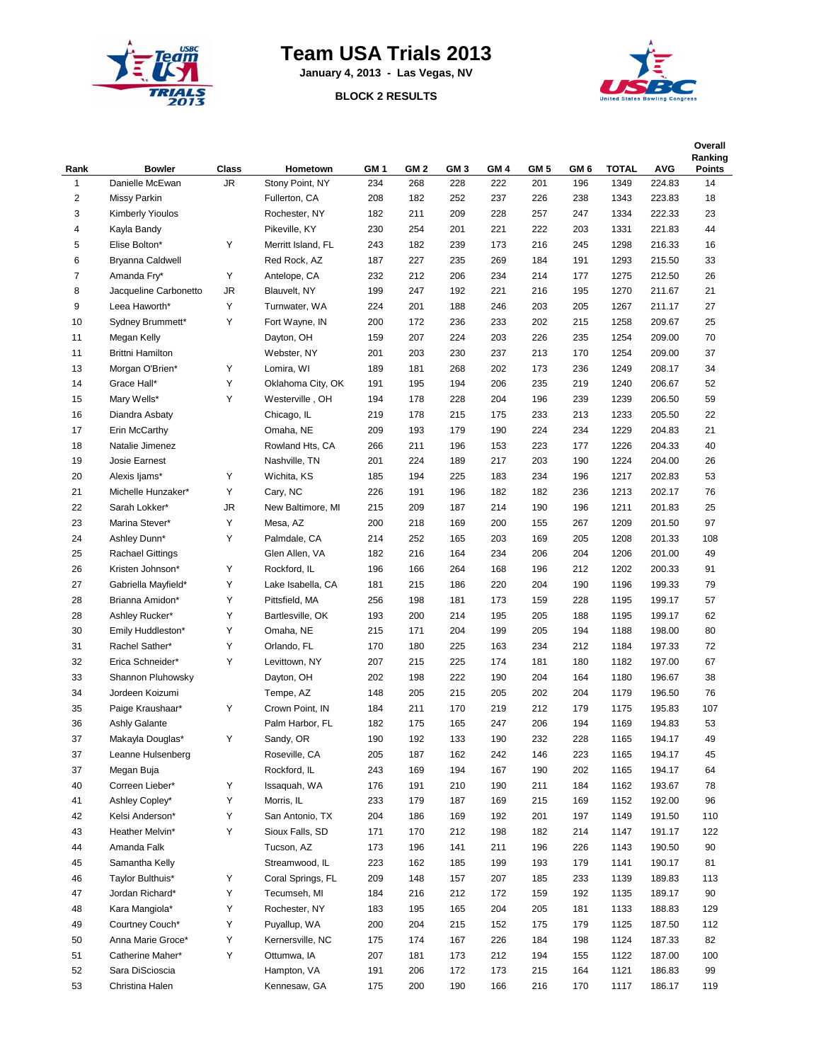# Team USA Trials 2013

**January 4, 2013 - Las Vegas, NV**

**BLOCK 2 RESULTS**

| Rank | Bowler | Class | Hometown | GM 1 | GM 2 | GM 3 | GM 4 | GM 5 | GM 6 | TOTAL | AVG | Overall Ranking Points |
|---|---|---|---|---|---|---|---|---|---|---|---|---|
| 1 | Danielle McEwan | JR | Stony Point, NY | 234 | 268 | 228 | 222 | 201 | 196 | 1349 | 224.83 | 14 |
| 2 | Missy Parkin | | Fullerton, CA | 208 | 182 | 252 | 237 | 226 | 238 | 1343 | 223.83 | 18 |
| 3 | Kimberly Yioulos | | Rochester, NY | 182 | 211 | 209 | 228 | 257 | 247 | 1334 | 222.33 | 23 |
| 4 | Kayla Bandy | | Pikeville, KY | 230 | 254 | 201 | 221 | 222 | 203 | 1331 | 221.83 | 44 |
| 5 | Elise Bolton* | Y | Merritt Island, FL | 243 | 182 | 239 | 173 | 216 | 245 | 1298 | 216.33 | 16 |
| 6 | Bryanna Caldwell | | Red Rock, AZ | 187 | 227 | 235 | 269 | 184 | 191 | 1293 | 215.50 | 33 |
| 7 | Amanda Fry* | Y | Antelope, CA | 232 | 212 | 206 | 234 | 214 | 177 | 1275 | 212.50 | 26 |
| 8 | Jacqueline Carbonetto | JR | Blauvelt, NY | 199 | 247 | 192 | 221 | 216 | 195 | 1270 | 211.67 | 21 |
| 9 | Leea Haworth* | Y | Turnwater, WA | 224 | 201 | 188 | 246 | 203 | 205 | 1267 | 211.17 | 27 |
| 10 | Sydney Brummett* | Y | Fort Wayne, IN | 200 | 172 | 236 | 233 | 202 | 215 | 1258 | 209.67 | 25 |
| 11 | Megan Kelly | | Dayton, OH | 159 | 207 | 224 | 203 | 226 | 235 | 1254 | 209.00 | 70 |
| 11 | Brittni Hamilton | | Webster, NY | 201 | 203 | 230 | 237 | 213 | 170 | 1254 | 209.00 | 37 |
| 13 | Morgan O'Brien* | Y | Lomira, WI | 189 | 181 | 268 | 202 | 173 | 236 | 1249 | 208.17 | 34 |
| 14 | Grace Hall* | Y | Oklahoma City, OK | 191 | 195 | 194 | 206 | 235 | 219 | 1240 | 206.67 | 52 |
| 15 | Mary Wells* | Y | Westerville , OH | 194 | 178 | 228 | 204 | 196 | 239 | 1239 | 206.50 | 59 |
| 16 | Diandra Asbaty | | Chicago, IL | 219 | 178 | 215 | 175 | 233 | 213 | 1233 | 205.50 | 22 |
| 17 | Erin McCarthy | | Omaha, NE | 209 | 193 | 179 | 190 | 224 | 234 | 1229 | 204.83 | 21 |
| 18 | Natalie Jimenez | | Rowland Hts, CA | 266 | 211 | 196 | 153 | 223 | 177 | 1226 | 204.33 | 40 |
| 19 | Josie Earnest | | Nashville, TN | 201 | 224 | 189 | 217 | 203 | 190 | 1224 | 204.00 | 26 |
| 20 | Alexis Ijams* | Y | Wichita, KS | 185 | 194 | 225 | 183 | 234 | 196 | 1217 | 202.83 | 53 |
| 21 | Michelle Hunzaker* | Y | Cary, NC | 226 | 191 | 196 | 182 | 182 | 236 | 1213 | 202.17 | 76 |
| 22 | Sarah Lokker* | JR | New Baltimore, MI | 215 | 209 | 187 | 214 | 190 | 196 | 1211 | 201.83 | 25 |
| 23 | Marina Stever* | Y | Mesa, AZ | 200 | 218 | 169 | 200 | 155 | 267 | 1209 | 201.50 | 97 |
| 24 | Ashley Dunn* | Y | Palmdale, CA | 214 | 252 | 165 | 203 | 169 | 205 | 1208 | 201.33 | 108 |
| 25 | Rachael Gittings | | Glen Allen, VA | 182 | 216 | 164 | 234 | 206 | 204 | 1206 | 201.00 | 49 |
| 26 | Kristen Johnson* | Y | Rockford, IL | 196 | 166 | 264 | 168 | 196 | 212 | 1202 | 200.33 | 91 |
| 27 | Gabriella Mayfield* | Y | Lake Isabella, CA | 181 | 215 | 186 | 220 | 204 | 190 | 1196 | 199.33 | 79 |
| 28 | Brianna Amidon* | Y | Pittsfield, MA | 256 | 198 | 181 | 173 | 159 | 228 | 1195 | 199.17 | 57 |
| 28 | Ashley Rucker* | Y | Bartlesville, OK | 193 | 200 | 214 | 195 | 205 | 188 | 1195 | 199.17 | 62 |
| 30 | Emily Huddleston* | Y | Omaha, NE | 215 | 171 | 204 | 199 | 205 | 194 | 1188 | 198.00 | 80 |
| 31 | Rachel Sather* | Y | Orlando, FL | 170 | 180 | 225 | 163 | 234 | 212 | 1184 | 197.33 | 72 |
| 32 | Erica Schneider* | Y | Levittown, NY | 207 | 215 | 225 | 174 | 181 | 180 | 1182 | 197.00 | 67 |
| 33 | Shannon Pluhowsky | | Dayton, OH | 202 | 198 | 222 | 190 | 204 | 164 | 1180 | 196.67 | 38 |
| 34 | Jordeen Koizumi | | Tempe, AZ | 148 | 205 | 215 | 205 | 202 | 204 | 1179 | 196.50 | 76 |
| 35 | Paige Kraushaar* | Y | Crown Point, IN | 184 | 211 | 170 | 219 | 212 | 179 | 1175 | 195.83 | 107 |
| 36 | Ashly Galante | | Palm Harbor, FL | 182 | 175 | 165 | 247 | 206 | 194 | 1169 | 194.83 | 53 |
| 37 | Makayla Douglas* | Y | Sandy, OR | 190 | 192 | 133 | 190 | 232 | 228 | 1165 | 194.17 | 49 |
| 37 | Leanne Hulsenberg | | Roseville, CA | 205 | 187 | 162 | 242 | 146 | 223 | 1165 | 194.17 | 45 |
| 37 | Megan Buja | | Rockford, IL | 243 | 169 | 194 | 167 | 190 | 202 | 1165 | 194.17 | 64 |
| 40 | Correen Lieber* | Y | Issaquah, WA | 176 | 191 | 210 | 190 | 211 | 184 | 1162 | 193.67 | 78 |
| 41 | Ashley Copley* | Y | Morris, IL | 233 | 179 | 187 | 169 | 215 | 169 | 1152 | 192.00 | 96 |
| 42 | Kelsi Anderson* | Y | San Antonio, TX | 204 | 186 | 169 | 192 | 201 | 197 | 1149 | 191.50 | 110 |
| 43 | Heather Melvin* | Y | Sioux Falls, SD | 171 | 170 | 212 | 198 | 182 | 214 | 1147 | 191.17 | 122 |
| 44 | Amanda Falk | | Tucson, AZ | 173 | 196 | 141 | 211 | 196 | 226 | 1143 | 190.50 | 90 |
| 45 | Samantha Kelly | | Streamwood, IL | 223 | 162 | 185 | 199 | 193 | 179 | 1141 | 190.17 | 81 |
| 46 | Taylor Bulthuis* | Y | Coral Springs, FL | 209 | 148 | 157 | 207 | 185 | 233 | 1139 | 189.83 | 113 |
| 47 | Jordan Richard* | Y | Tecumseh, MI | 184 | 216 | 212 | 172 | 159 | 192 | 1135 | 189.17 | 90 |
| 48 | Kara Mangiola* | Y | Rochester, NY | 183 | 195 | 165 | 204 | 205 | 181 | 1133 | 188.83 | 129 |
| 49 | Courtney Couch* | Y | Puyallup, WA | 200 | 204 | 215 | 152 | 175 | 179 | 1125 | 187.50 | 112 |
| 50 | Anna Marie Groce* | Y | Kernersville, NC | 175 | 174 | 167 | 226 | 184 | 198 | 1124 | 187.33 | 82 |
| 51 | Catherine Maher* | Y | Ottumwa, IA | 207 | 181 | 173 | 212 | 194 | 155 | 1122 | 187.00 | 100 |
| 52 | Sara DiScioscia | | Hampton, VA | 191 | 206 | 172 | 173 | 215 | 164 | 1121 | 186.83 | 99 |
| 53 | Christina Halen | | Kennesaw, GA | 175 | 200 | 190 | 166 | 216 | 170 | 1117 | 186.17 | 119 |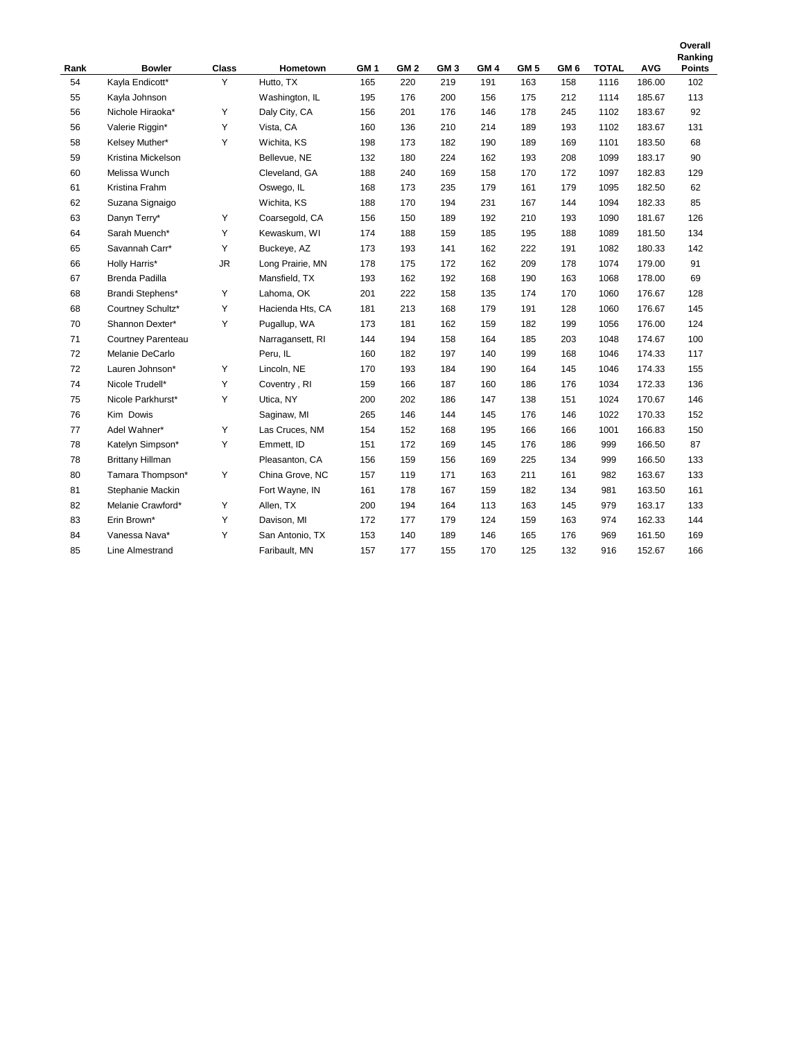| Rank | Bowler | Class | Hometown | GM 1 | GM 2 | GM 3 | GM 4 | GM 5 | GM 6 | TOTAL | AVG | Overall Ranking Points |
|---|---|---|---|---|---|---|---|---|---|---|---|---|
| 54 | Kayla Endicott* | Y | Hutto, TX | 165 | 220 | 219 | 191 | 163 | 158 | 1116 | 186.00 | 102 |
| 55 | Kayla Johnson | | Washington, IL | 195 | 176 | 200 | 156 | 175 | 212 | 1114 | 185.67 | 113 |
| 56 | Nichole Hiraoka* | Y | Daly City, CA | 156 | 201 | 176 | 146 | 178 | 245 | 1102 | 183.67 | 92 |
| 56 | Valerie Riggin* | Y | Vista, CA | 160 | 136 | 210 | 214 | 189 | 193 | 1102 | 183.67 | 131 |
| 58 | Kelsey Muther* | Y | Wichita, KS | 198 | 173 | 182 | 190 | 189 | 169 | 1101 | 183.50 | 68 |
| 59 | Kristina Mickelson | | Bellevue, NE | 132 | 180 | 224 | 162 | 193 | 208 | 1099 | 183.17 | 90 |
| 60 | Melissa Wunch | | Cleveland, GA | 188 | 240 | 169 | 158 | 170 | 172 | 1097 | 182.83 | 129 |
| 61 | Kristina Frahm | | Oswego, IL | 168 | 173 | 235 | 179 | 161 | 179 | 1095 | 182.50 | 62 |
| 62 | Suzana Signaigo | | Wichita, KS | 188 | 170 | 194 | 231 | 167 | 144 | 1094 | 182.33 | 85 |
| 63 | Danyn Terry* | Y | Coarsegold, CA | 156 | 150 | 189 | 192 | 210 | 193 | 1090 | 181.67 | 126 |
| 64 | Sarah Muench* | Y | Kewaskum, WI | 174 | 188 | 159 | 185 | 195 | 188 | 1089 | 181.50 | 134 |
| 65 | Savannah Carr* | Y | Buckeye, AZ | 173 | 193 | 141 | 162 | 222 | 191 | 1082 | 180.33 | 142 |
| 66 | Holly Harris* | JR | Long Prairie, MN | 178 | 175 | 172 | 162 | 209 | 178 | 1074 | 179.00 | 91 |
| 67 | Brenda Padilla | | Mansfield, TX | 193 | 162 | 192 | 168 | 190 | 163 | 1068 | 178.00 | 69 |
| 68 | Brandi Stephens* | Y | Lahoma, OK | 201 | 222 | 158 | 135 | 174 | 170 | 1060 | 176.67 | 128 |
| 68 | Courtney Schultz* | Y | Hacienda Hts, CA | 181 | 213 | 168 | 179 | 191 | 128 | 1060 | 176.67 | 145 |
| 70 | Shannon Dexter* | Y | Pugallup, WA | 173 | 181 | 162 | 159 | 182 | 199 | 1056 | 176.00 | 124 |
| 71 | Courtney Parenteau | | Narragansett, RI | 144 | 194 | 158 | 164 | 185 | 203 | 1048 | 174.67 | 100 |
| 72 | Melanie DeCarlo | | Peru, IL | 160 | 182 | 197 | 140 | 199 | 168 | 1046 | 174.33 | 117 |
| 72 | Lauren Johnson* | Y | Lincoln, NE | 170 | 193 | 184 | 190 | 164 | 145 | 1046 | 174.33 | 155 |
| 74 | Nicole Trudell* | Y | Coventry , RI | 159 | 166 | 187 | 160 | 186 | 176 | 1034 | 172.33 | 136 |
| 75 | Nicole Parkhurst* | Y | Utica, NY | 200 | 202 | 186 | 147 | 138 | 151 | 1024 | 170.67 | 146 |
| 76 | Kim Dowis | | Saginaw, MI | 265 | 146 | 144 | 145 | 176 | 146 | 1022 | 170.33 | 152 |
| 77 | Adel Wahner* | Y | Las Cruces, NM | 154 | 152 | 168 | 195 | 166 | 166 | 1001 | 166.83 | 150 |
| 78 | Katelyn Simpson* | Y | Emmett, ID | 151 | 172 | 169 | 145 | 176 | 186 | 999 | 166.50 | 87 |
| 78 | Brittany Hillman | | Pleasanton, CA | 156 | 159 | 156 | 169 | 225 | 134 | 999 | 166.50 | 133 |
| 80 | Tamara Thompson* | Y | China Grove, NC | 157 | 119 | 171 | 163 | 211 | 161 | 982 | 163.67 | 133 |
| 81 | Stephanie Mackin | | Fort Wayne, IN | 161 | 178 | 167 | 159 | 182 | 134 | 981 | 163.50 | 161 |
| 82 | Melanie Crawford* | Y | Allen, TX | 200 | 194 | 164 | 113 | 163 | 145 | 979 | 163.17 | 133 |
| 83 | Erin Brown* | Y | Davison, MI | 172 | 177 | 179 | 124 | 159 | 163 | 974 | 162.33 | 144 |
| 84 | Vanessa Nava* | Y | San Antonio, TX | 153 | 140 | 189 | 146 | 165 | 176 | 969 | 161.50 | 169 |
| 85 | Line Almestrand | | Faribault, MN | 157 | 177 | 155 | 170 | 125 | 132 | 916 | 152.67 | 166 |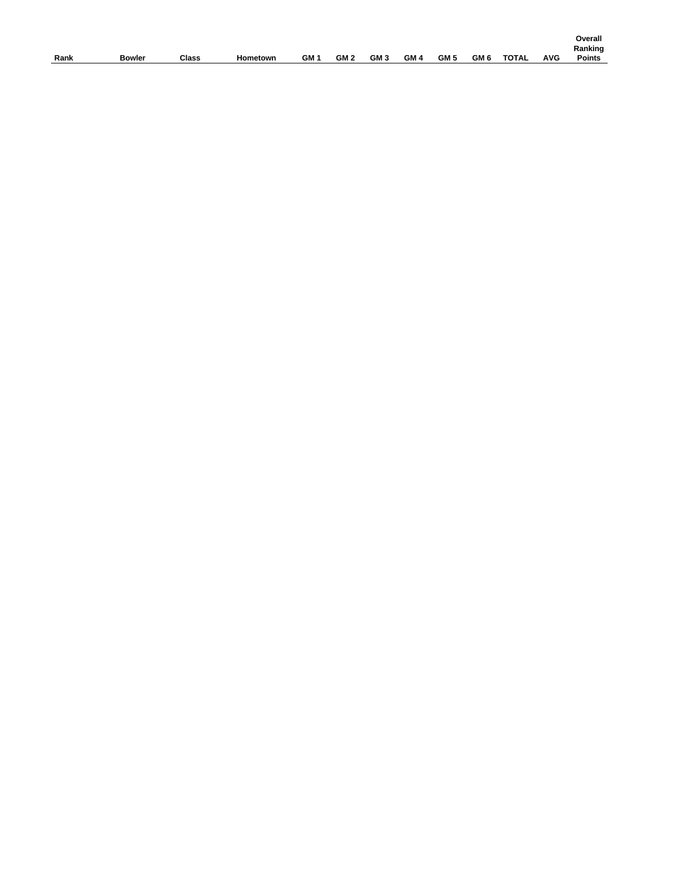| Rank | Bowler | Class | Hometown | GM 1 | GM 2 | GM 3 | GM 4 | GM 5 | GM 6 | TOTAL | AVG | Overall Ranking Points |
| --- | --- | --- | --- | --- | --- | --- | --- | --- | --- | --- | --- | --- |